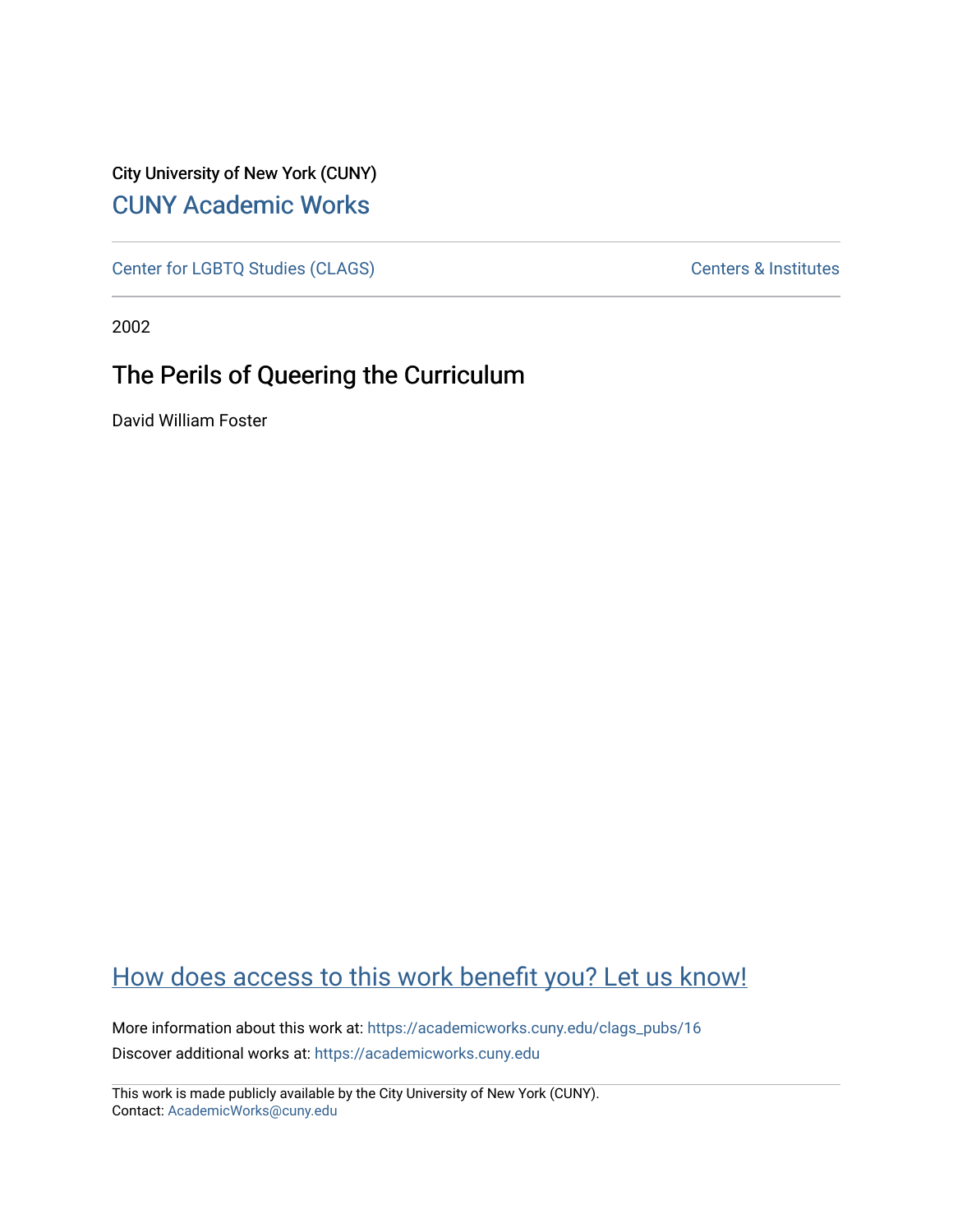City University of New York (CUNY)

[CUNY Academic Works](https://academicworks.cuny.edu)

---

Center for LGBTQ Studies (CLAGS) | Centers & Institutes

---

2002

# The Perils of Queering the Curriculum

David William Foster

[How does access to this work benefit you? Let us know!](https://cuny.qualtrics.com/jfe/form/SV_5mdblyF0nUSO2Ci)

More information about this work at: https://academicworks.cuny.edu/clags_pubs/16

Discover additional works at: https://academicworks.cuny.edu

---

This work is made publicly available by the City University of New York (CUNY).
Contact: AcademicWorks@cuny.edu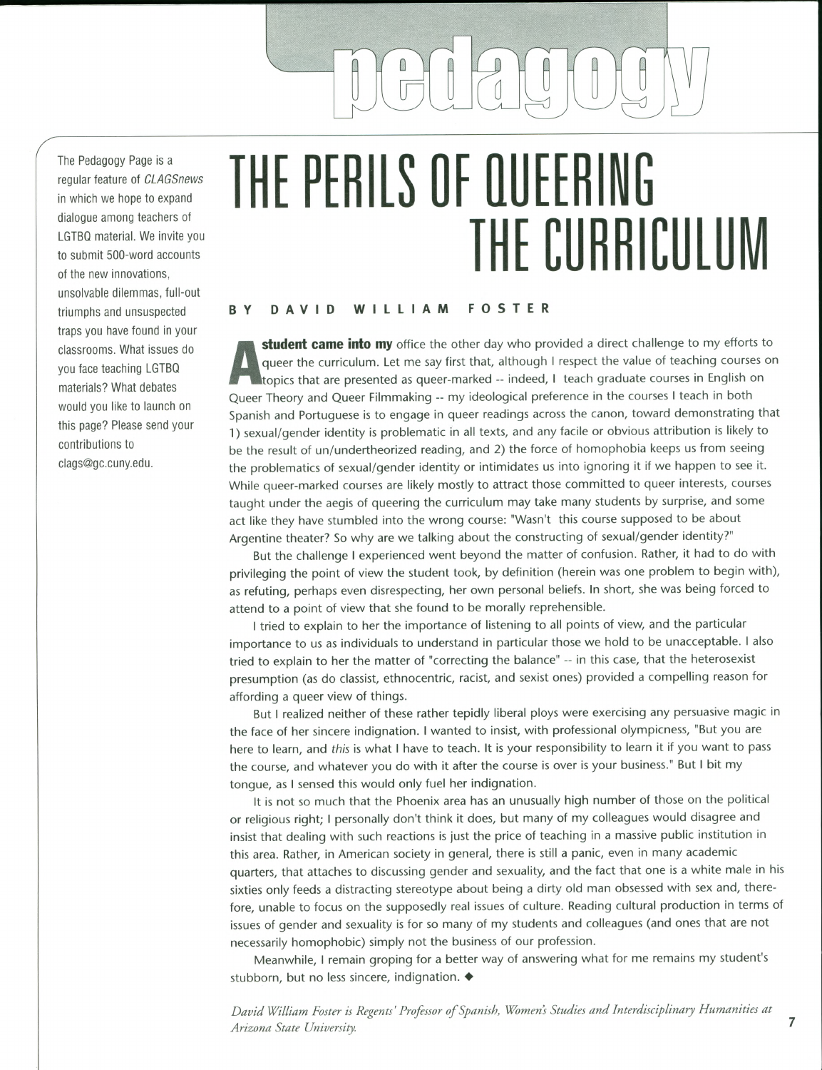pedagogy

The Pedagogy Page is a regular feature of *CLAGSnews* in which we hope to expand dialogue among teachers of LGTBQ material. We invite you to submit 500-word accounts of the new innovations, unsolvable dilemmas, full-out triumphs and unsuspected traps you have found in your classrooms. What issues do you face teaching LGTBQ materials? What debates would you like to launch on this page? Please send your contributions to clags@gc.cuny.edu.

# THE PERILS OF QUEERING THE CURRICULUM

**BY DAVID WILLIAM FOSTER**

**A student came into my** office the other day who provided a direct challenge to my efforts to queer the curriculum. Let me say first that, although I respect the value of teaching courses on topics that are presented as queer-marked -- indeed, I teach graduate courses in English on Queer Theory and Queer Filmmaking -- my ideological preference in the courses I teach in both Spanish and Portuguese is to engage in queer readings across the canon, toward demonstrating that 1) sexual/gender identity is problematic in all texts, and any facile or obvious attribution is likely to be the result of un/undertheorized reading, and 2) the force of homophobia keeps us from seeing the problematics of sexual/gender identity or intimidates us into ignoring it if we happen to see it. While queer-marked courses are likely mostly to attract those committed to queer interests, courses taught under the aegis of queering the curriculum may take many students by surprise, and some act like they have stumbled into the wrong course: "Wasn't this course supposed to be about Argentine theater? So why are we talking about the constructing of sexual/gender identity?"

But the challenge I experienced went beyond the matter of confusion. Rather, it had to do with privileging the point of view the student took, by definition (herein was one problem to begin with), as refuting, perhaps even disrespecting, her own personal beliefs. In short, she was being forced to attend to a point of view that she found to be morally reprehensible.

I tried to explain to her the importance of listening to all points of view, and the particular importance to us as individuals to understand in particular those we hold to be unacceptable. I also tried to explain to her the matter of "correcting the balance" -- in this case, that the heterosexist presumption (as do classist, ethnocentric, racist, and sexist ones) provided a compelling reason for affording a queer view of things.

But I realized neither of these rather tepidly liberal ploys were exercising any persuasive magic in the face of her sincere indignation. I wanted to insist, with professional olympicness, "But you are here to learn, and *this* is what I have to teach. It is your responsibility to learn it if you want to pass the course, and whatever you do with it after the course is over is your business." But I bit my tongue, as I sensed this would only fuel her indignation.

It is not so much that the Phoenix area has an unusually high number of those on the political or religious right; I personally don't think it does, but many of my colleagues would disagree and insist that dealing with such reactions is just the price of teaching in a massive public institution in this area. Rather, in American society in general, there is still a panic, even in many academic quarters, that attaches to discussing gender and sexuality, and the fact that one is a white male in his sixties only feeds a distracting stereotype about being a dirty old man obsessed with sex and, therefore, unable to focus on the supposedly real issues of culture. Reading cultural production in terms of issues of gender and sexuality is for so many of my students and colleagues (and ones that are not necessarily homophobic) simply not the business of our profession.

Meanwhile, I remain groping for a better way of answering what for me remains my student's stubborn, but no less sincere, indignation. ◆

*David William Foster is Regents' Professor of Spanish, Women's Studies and Interdisciplinary Humanities at Arizona State University.*